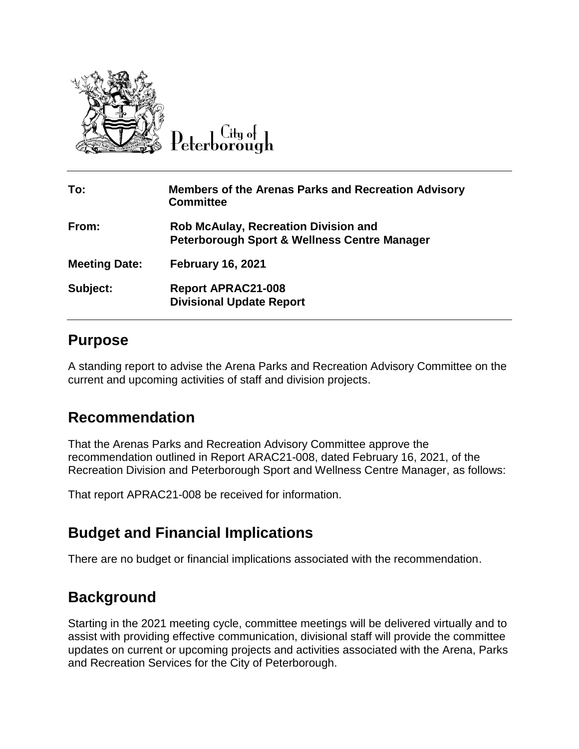City of Peterborough

| To: | Members of the Arenas Parks and Recreation Advisory Committee |
|---|---|
| From: | Rob McAulay, Recreation Division and Peterborough Sport & Wellness Centre Manager |
| Meeting Date: | February 16, 2021 |
| Subject: | Report APRAC21-008 Divisional Update Report |

## Purpose

A standing report to advise the Arena Parks and Recreation Advisory Committee on the current and upcoming activities of staff and division projects.

## Recommendation

That the Arenas Parks and Recreation Advisory Committee approve the recommendation outlined in Report ARAC21-008, dated February 16, 2021, of the Recreation Division and Peterborough Sport and Wellness Centre Manager, as follows:

That report APRAC21-008 be received for information.

## Budget and Financial Implications

There are no budget or financial implications associated with the recommendation.

## Background

Starting in the 2021 meeting cycle, committee meetings will be delivered virtually and to assist with providing effective communication, divisional staff will provide the committee updates on current or upcoming projects and activities associated with the Arena, Parks and Recreation Services for the City of Peterborough.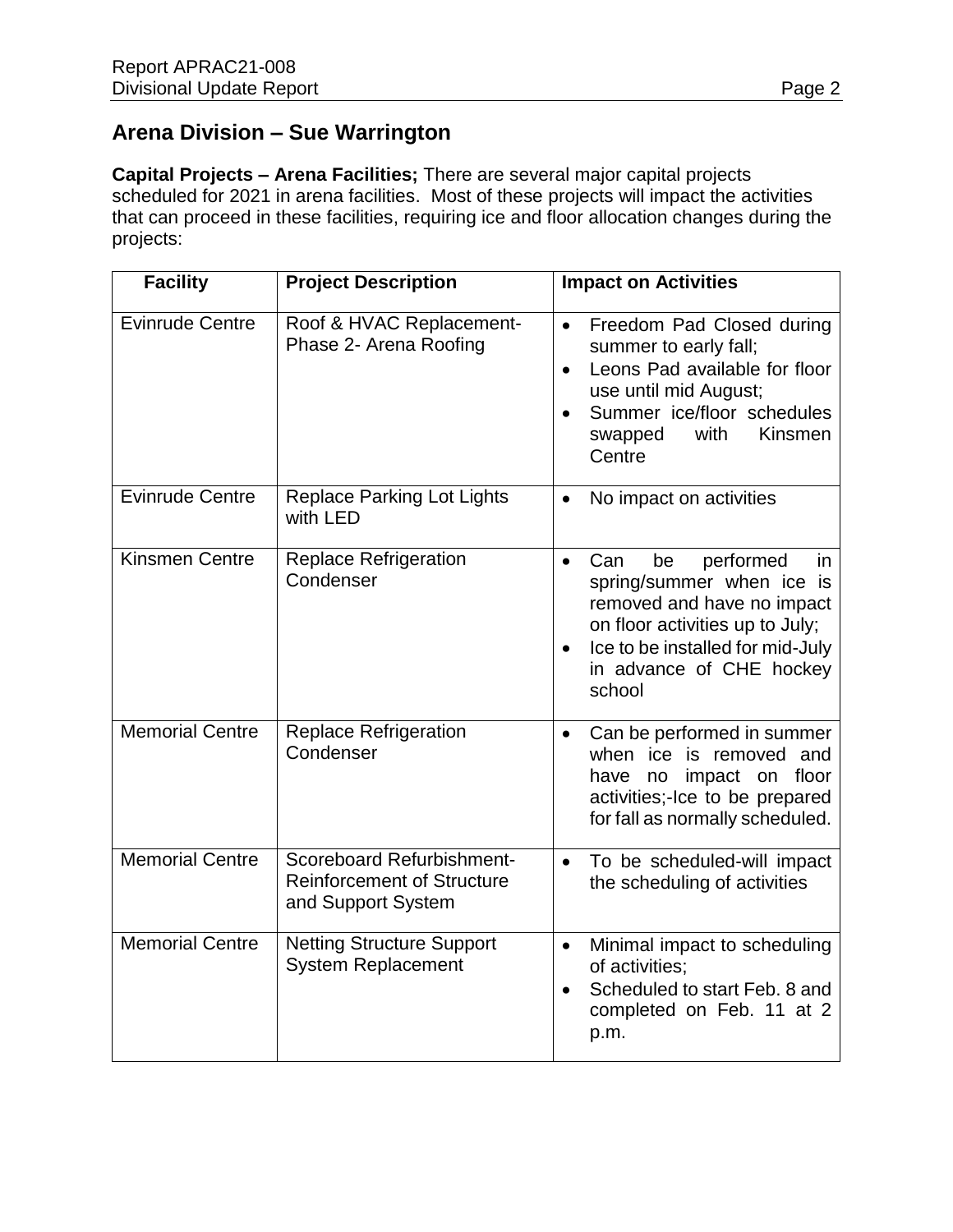## Arena Division – Sue Warrington

**Capital Projects – Arena Facilities;** There are several major capital projects scheduled for 2021 in arena facilities. Most of these projects will impact the activities that can proceed in these facilities, requiring ice and floor allocation changes during the projects:

| Facility | Project Description | Impact on Activities |
|---|---|---|
| Evinrude Centre | Roof & HVAC Replacement- Phase 2- Arena Roofing | • Freedom Pad Closed during summer to early fall;<br>• Leons Pad available for floor use until mid August;<br>• Summer ice/floor schedules swapped with Kinsmen Centre |
| Evinrude Centre | Replace Parking Lot Lights with LED | • No impact on activities |
| Kinsmen Centre | Replace Refrigeration Condenser | • Can be performed in spring/summer when ice is removed and have no impact on floor activities up to July;<br>• Ice to be installed for mid-July in advance of CHE hockey school |
| Memorial Centre | Replace Refrigeration Condenser | • Can be performed in summer when ice is removed and have no impact on floor activities;-Ice to be prepared for fall as normally scheduled. |
| Memorial Centre | Scoreboard Refurbishment- Reinforcement of Structure and Support System | • To be scheduled-will impact the scheduling of activities |
| Memorial Centre | Netting Structure Support System Replacement | • Minimal impact to scheduling of activities;<br>• Scheduled to start Feb. 8 and completed on Feb. 11 at 2 p.m. |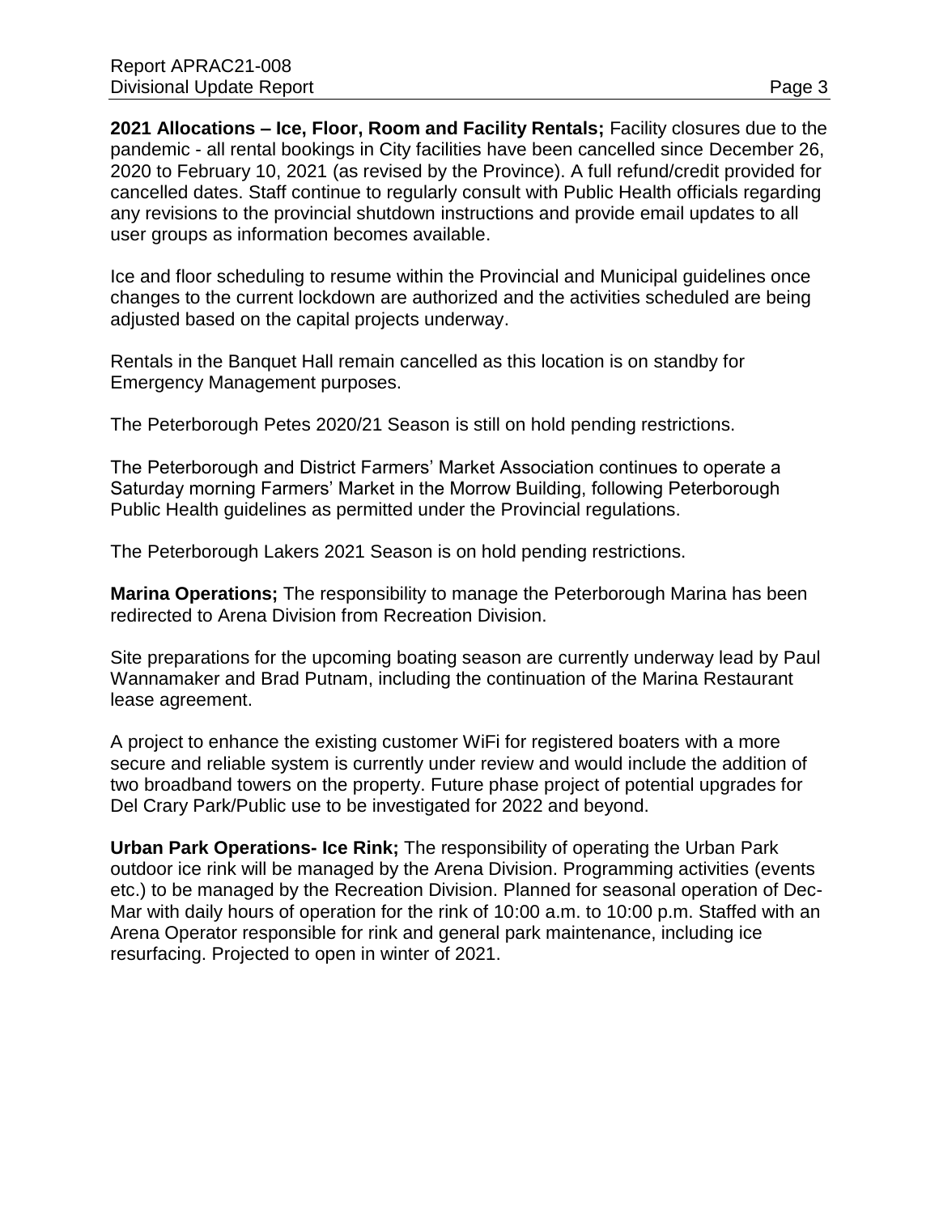**2021 Allocations – Ice, Floor, Room and Facility Rentals;** Facility closures due to the pandemic - all rental bookings in City facilities have been cancelled since December 26, 2020 to February 10, 2021 (as revised by the Province). A full refund/credit provided for cancelled dates. Staff continue to regularly consult with Public Health officials regarding any revisions to the provincial shutdown instructions and provide email updates to all user groups as information becomes available.

Ice and floor scheduling to resume within the Provincial and Municipal guidelines once changes to the current lockdown are authorized and the activities scheduled are being adjusted based on the capital projects underway.

Rentals in the Banquet Hall remain cancelled as this location is on standby for Emergency Management purposes.

The Peterborough Petes 2020/21 Season is still on hold pending restrictions.

The Peterborough and District Farmers' Market Association continues to operate a Saturday morning Farmers' Market in the Morrow Building, following Peterborough Public Health guidelines as permitted under the Provincial regulations.

The Peterborough Lakers 2021 Season is on hold pending restrictions.

**Marina Operations;** The responsibility to manage the Peterborough Marina has been redirected to Arena Division from Recreation Division.

Site preparations for the upcoming boating season are currently underway lead by Paul Wannamaker and Brad Putnam, including the continuation of the Marina Restaurant lease agreement.

A project to enhance the existing customer WiFi for registered boaters with a more secure and reliable system is currently under review and would include the addition of two broadband towers on the property. Future phase project of potential upgrades for Del Crary Park/Public use to be investigated for 2022 and beyond.

**Urban Park Operations- Ice Rink;** The responsibility of operating the Urban Park outdoor ice rink will be managed by the Arena Division. Programming activities (events etc.) to be managed by the Recreation Division. Planned for seasonal operation of Dec-Mar with daily hours of operation for the rink of 10:00 a.m. to 10:00 p.m. Staffed with an Arena Operator responsible for rink and general park maintenance, including ice resurfacing. Projected to open in winter of 2021.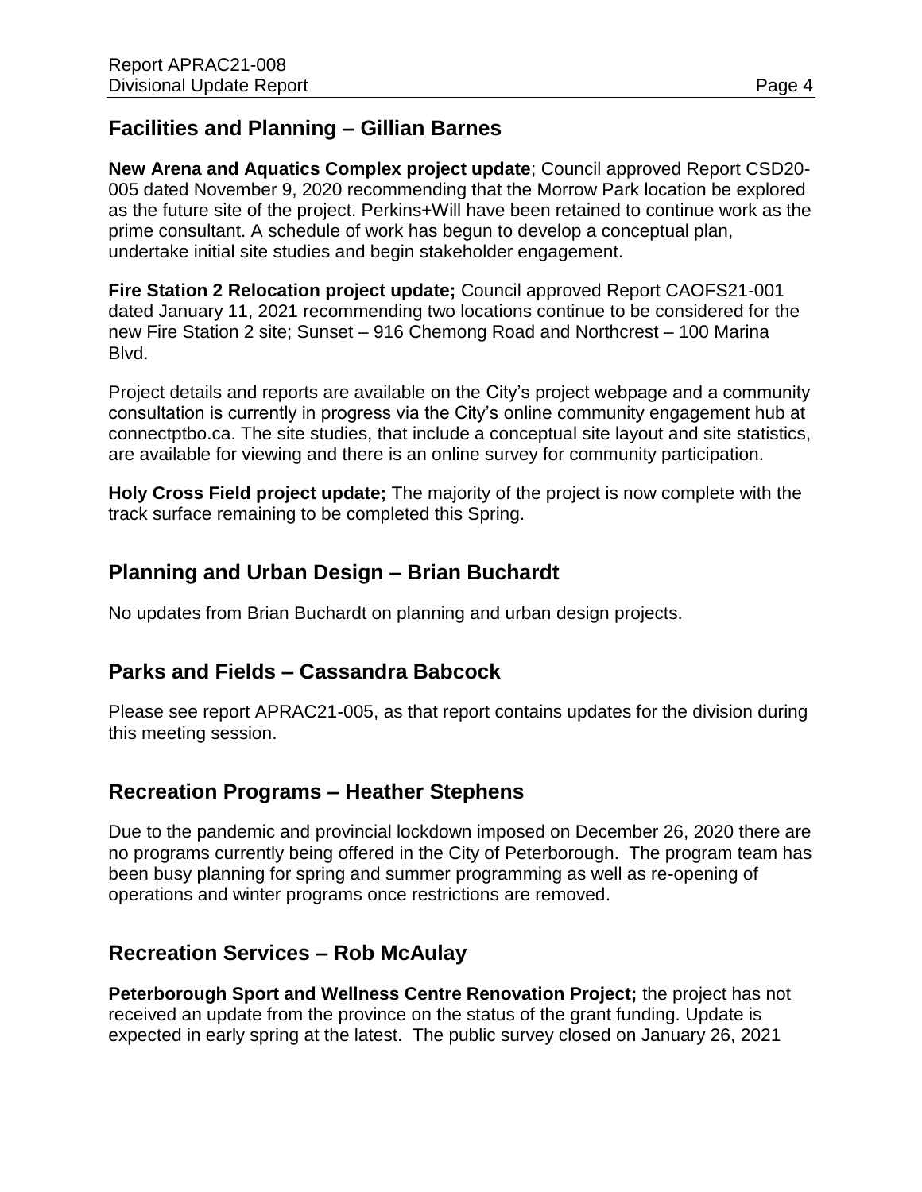## Facilities and Planning – Gillian Barnes

**New Arena and Aquatics Complex project update**; Council approved Report CSD20-005 dated November 9, 2020 recommending that the Morrow Park location be explored as the future site of the project. Perkins+Will have been retained to continue work as the prime consultant. A schedule of work has begun to develop a conceptual plan, undertake initial site studies and begin stakeholder engagement.

**Fire Station 2 Relocation project update;** Council approved Report CAOFS21-001 dated January 11, 2021 recommending two locations continue to be considered for the new Fire Station 2 site; Sunset – 916 Chemong Road and Northcrest – 100 Marina Blvd.

Project details and reports are available on the City's project webpage and a community consultation is currently in progress via the City's online community engagement hub at connectptbo.ca. The site studies, that include a conceptual site layout and site statistics, are available for viewing and there is an online survey for community participation.

**Holy Cross Field project update;** The majority of the project is now complete with the track surface remaining to be completed this Spring.

## Planning and Urban Design – Brian Buchardt

No updates from Brian Buchardt on planning and urban design projects.

## Parks and Fields – Cassandra Babcock

Please see report APRAC21-005, as that report contains updates for the division during this meeting session.

## Recreation Programs – Heather Stephens

Due to the pandemic and provincial lockdown imposed on December 26, 2020 there are no programs currently being offered in the City of Peterborough. The program team has been busy planning for spring and summer programming as well as re-opening of operations and winter programs once restrictions are removed.

## Recreation Services – Rob McAulay

**Peterborough Sport and Wellness Centre Renovation Project;** the project has not received an update from the province on the status of the grant funding. Update is expected in early spring at the latest. The public survey closed on January 26, 2021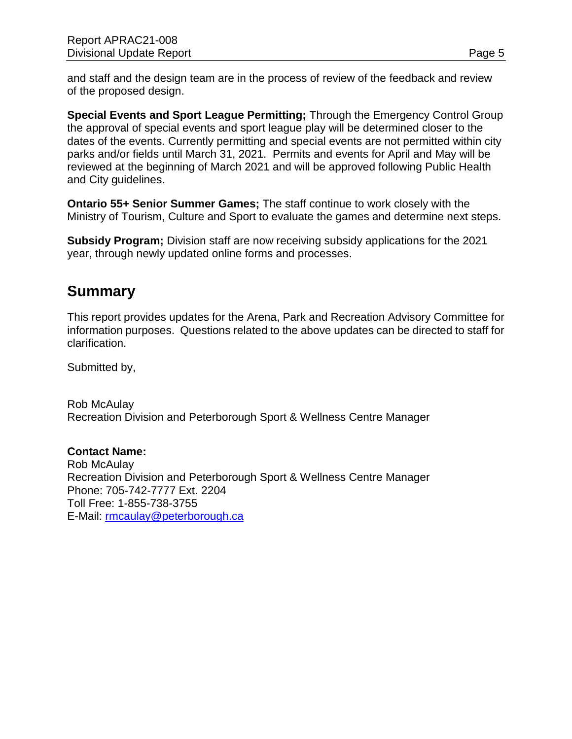and staff and the design team are in the process of review of the feedback and review of the proposed design.

**Special Events and Sport League Permitting;** Through the Emergency Control Group the approval of special events and sport league play will be determined closer to the dates of the events. Currently permitting and special events are not permitted within city parks and/or fields until March 31, 2021. Permits and events for April and May will be reviewed at the beginning of March 2021 and will be approved following Public Health and City guidelines.

**Ontario 55+ Senior Summer Games;** The staff continue to work closely with the Ministry of Tourism, Culture and Sport to evaluate the games and determine next steps.

**Subsidy Program;** Division staff are now receiving subsidy applications for the 2021 year, through newly updated online forms and processes.

## Summary

This report provides updates for the Arena, Park and Recreation Advisory Committee for information purposes. Questions related to the above updates can be directed to staff for clarification.

Submitted by,

Rob McAulay
Recreation Division and Peterborough Sport & Wellness Centre Manager

**Contact Name:**
Rob McAulay
Recreation Division and Peterborough Sport & Wellness Centre Manager
Phone: 705-742-7777 Ext. 2204
Toll Free: 1-855-738-3755
E-Mail: rmcaulay@peterborough.ca